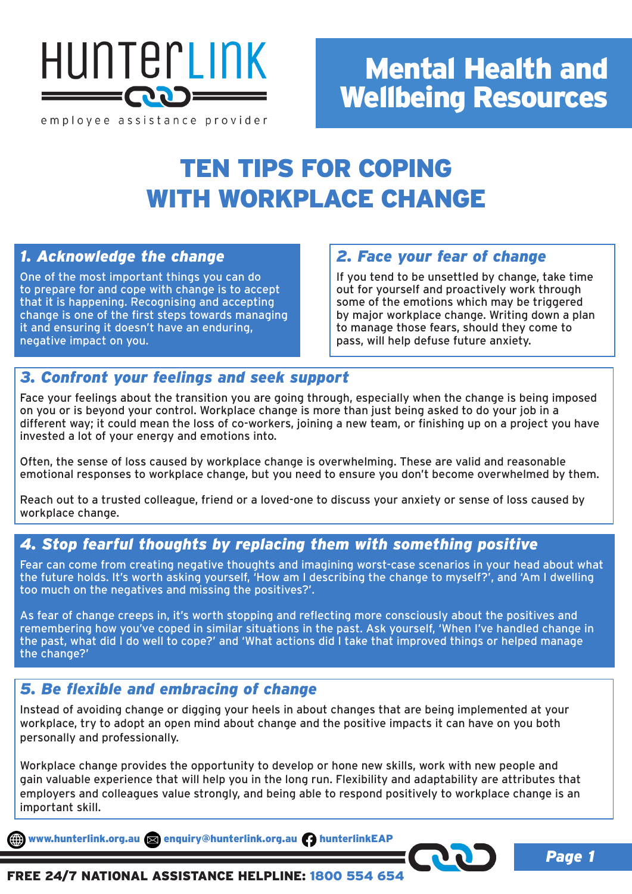HunterLink

employee assistance provider

# Mental Health and Wellbeing Resources

# TEN TIPS FOR COPING WITH WORKPLACE CHANGE

## *1. Acknowledge the change*

One of the most important things you can do to prepare for and cope with change is to accept that it is happening. Recognising and accepting change is one of the first steps towards managing it and ensuring it doesn't have an enduring, negative impact on you.

## *2. Face your fear of change*

If you tend to be unsettled by change, take time out for yourself and proactively work through some of the emotions which may be triggered by major workplace change. Writing down a plan to manage those fears, should they come to pass, will help defuse future anxiety.

## *3. Confront your feelings and seek support*

Face your feelings about the transition you are going through, especially when the change is being imposed on you or is beyond your control. Workplace change is more than just being asked to do your job in a different way; it could mean the loss of co-workers, joining a new team, or finishing up on a project you have invested a lot of your energy and emotions into.

Often, the sense of loss caused by workplace change is overwhelming. These are valid and reasonable emotional responses to workplace change, but you need to ensure you don't become overwhelmed by them.

Reach out to a trusted colleague, friend or a loved-one to discuss your anxiety or sense of loss caused by workplace change.

## *4. Stop fearful thoughts by replacing them with something positive*

Fear can come from creating negative thoughts and imagining worst-case scenarios in your head about what the future holds. It's worth asking yourself, 'How am I describing the change to myself?', and 'Am I dwelling too much on the negatives and missing the positives?'.

As fear of change creeps in, it's worth stopping and reflecting more consciously about the positives and remembering how you've coped in similar situations in the past. Ask yourself, 'When I've handled change in the past, what did I do well to cope?' and 'What actions did I take that improved things or helped manage the change?'

## *5. Be flexible and embracing of change*

Instead of avoiding change or digging your heels in about changes that are being implemented at your workplace, try to adopt an open mind about change and the positive impacts it can have on you both personally and professionally.

Workplace change provides the opportunity to develop or hone new skills, work with new people and gain valuable experience that will help you in the long run. Flexibility and adaptability are attributes that employers and colleagues value strongly, and being able to respond positively to workplace change is an important skill.

www.hunterlink.org.au | enquiry@hunterlink.org.au | hunterlinkEAP

**FREE 24/7 NATIONAL ASSISTANCE HELPLINE: 1800 554 654**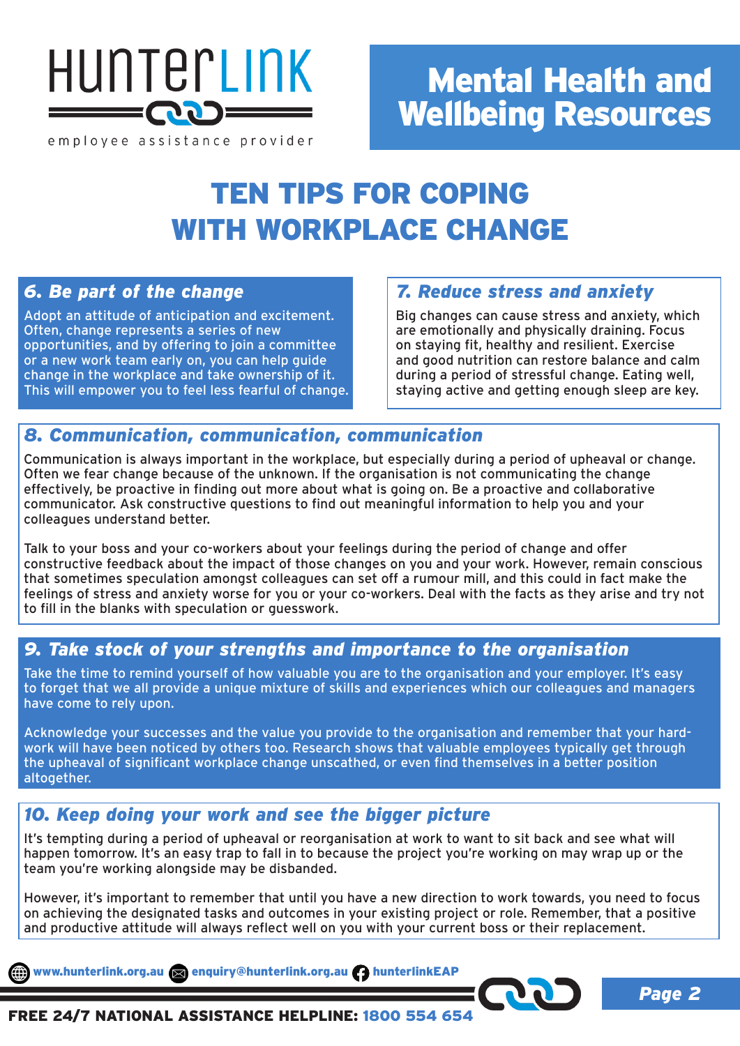# TEN TIPS FOR COPING WITH WORKPLACE CHANGE

### *6. Be part of the change*

Adopt an attitude of anticipation and excitement. Often, change represents a series of new opportunities, and by offering to join a committee or a new work team early on, you can help guide change in the workplace and take ownership of it. This will empower you to feel less fearful of change.

### *7. Reduce stress and anxiety*

Big changes can cause stress and anxiety, which are emotionally and physically draining. Focus on staying fit, healthy and resilient. Exercise and good nutrition can restore balance and calm during a period of stressful change. Eating well, staying active and getting enough sleep are key.

### *8. Communication, communication, communication*

Communication is always important in the workplace, but especially during a period of upheaval or change. Often we fear change because of the unknown. If the organisation is not communicating the change effectively, be proactive in finding out more about what is going on. Be a proactive and collaborative communicator. Ask constructive questions to find out meaningful information to help you and your colleagues understand better.

Talk to your boss and your co-workers about your feelings during the period of change and offer constructive feedback about the impact of those changes on you and your work. However, remain conscious that sometimes speculation amongst colleagues can set off a rumour mill, and this could in fact make the feelings of stress and anxiety worse for you or your co-workers. Deal with the facts as they arise and try not to fill in the blanks with speculation or guesswork.

### *9. Take stock of your strengths and importance to the organisation*

Take the time to remind yourself of how valuable you are to the organisation and your employer. It's easy to forget that we all provide a unique mixture of skills and experiences which our colleagues and managers have come to rely upon.

Acknowledge your successes and the value you provide to the organisation and remember that your hard-work will have been noticed by others too. Research shows that valuable employees typically get through the upheaval of significant workplace change unscathed, or even find themselves in a better position altogether.

### *10. Keep doing your work and see the bigger picture*

It's tempting during a period of upheaval or reorganisation at work to want to sit back and see what will happen tomorrow. It's an easy trap to fall in to because the project you're working on may wrap up or the team you're working alongside may be disbanded.

However, it's important to remember that until you have a new direction to work towards, you need to focus on achieving the designated tasks and outcomes in your existing project or role. Remember, that a positive and productive attitude will always reflect well on you with your current boss or their replacement.

www.hunterlink.org.au enquiry@hunterlink.org.au hunterlinkEAP

**FREE 24/7 NATIONAL ASSISTANCE HELPLINE: 1800 554 654**